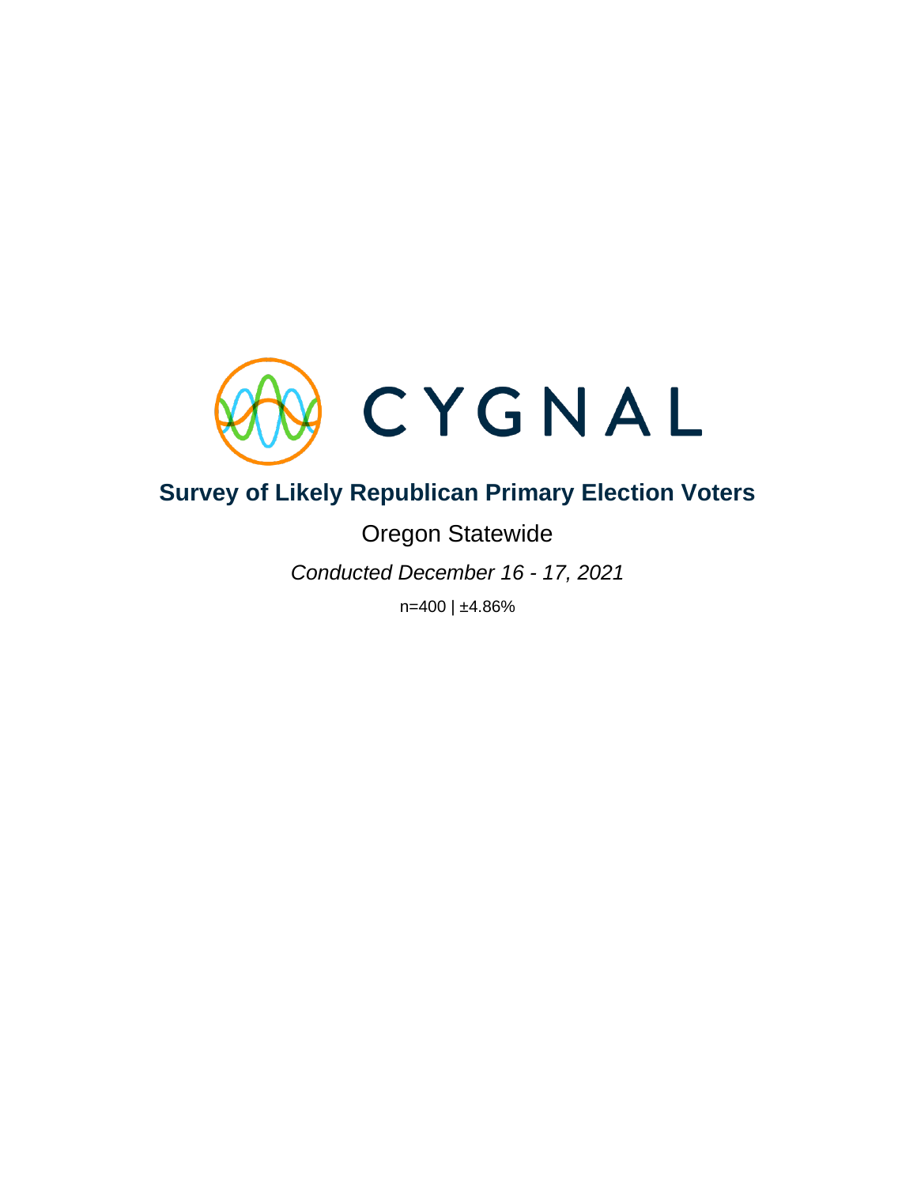CYGNAL

# Survey of Likely Republican Primary Election Voters

Oregon Statewide

*Conducted December 16 - 17, 2021*

n=400 | ±4.86%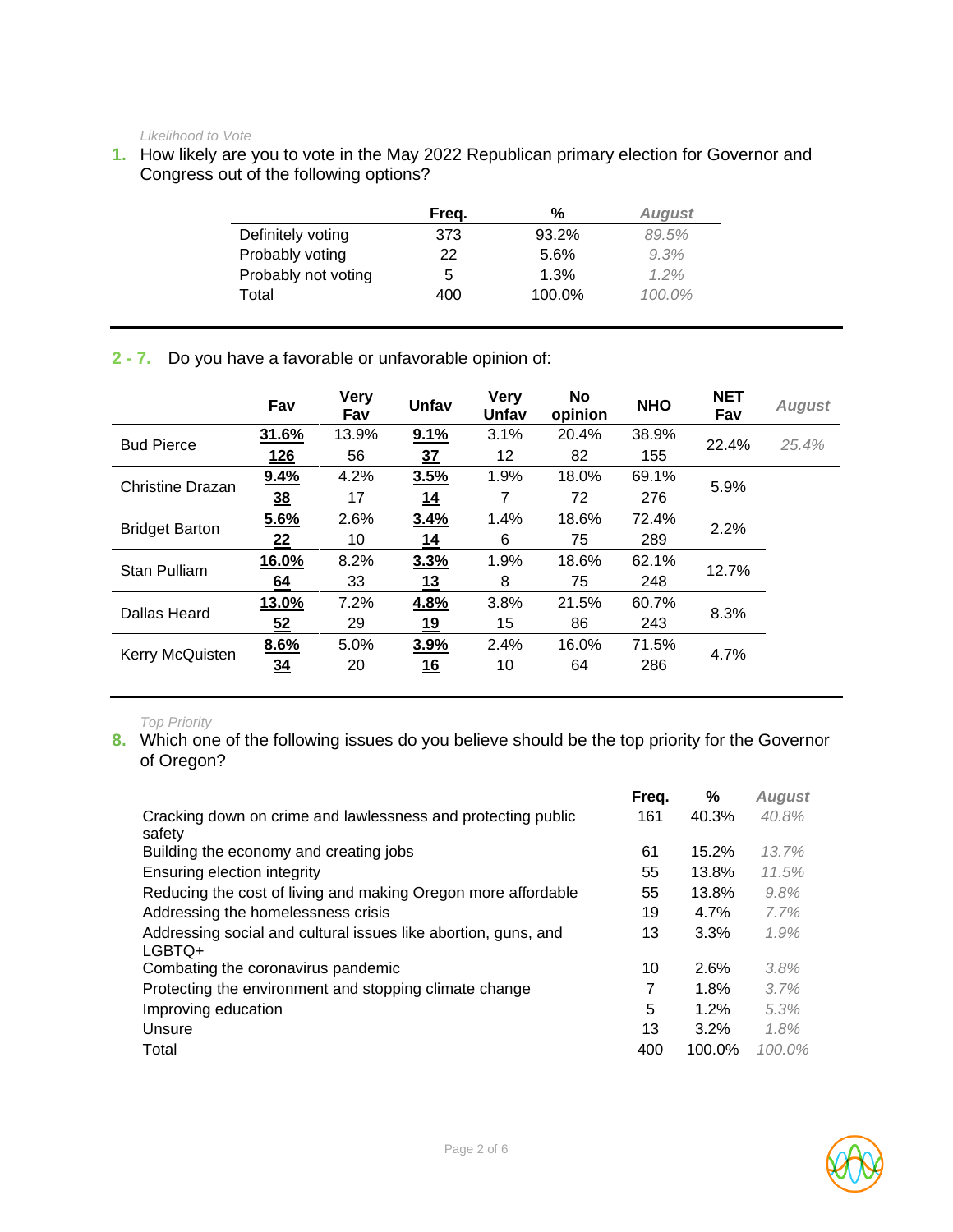*Likelihood to Vote*

1. How likely are you to vote in the May 2022 Republican primary election for Governor and Congress out of the following options?

| | Freq. | % | *August* |
|---|---|---|---|
| Definitely voting | 373 | 93.2% | *89.5%* |
| Probably voting | 22 | 5.6% | *9.3%* |
| Probably not voting | 5 | 1.3% | *1.2%* |
| Total | 400 | 100.0% | *100.0%* |

2 - 7. Do you have a favorable or unfavorable opinion of:

| | Fav | Very Fav | Unfav | Very Unfav | No opinion | NHO | NET Fav | *August* |
|---|---|---|---|---|---|---|---|---|
| Bud Pierce | **31.6%** | 13.9% | **9.1%** | 3.1% | 20.4% | 38.9% | 22.4% | *25.4%* |
| | **126** | 56 | **37** | 12 | 82 | 155 | | |
| Christine Drazan | **9.4%** | 4.2% | **3.5%** | 1.9% | 18.0% | 69.1% | 5.9% | |
| | **38** | 17 | **14** | 7 | 72 | 276 | | |
| Bridget Barton | **5.6%** | 2.6% | **3.4%** | 1.4% | 18.6% | 72.4% | 2.2% | |
| | **22** | 10 | **14** | 6 | 75 | 289 | | |
| Stan Pulliam | **16.0%** | 8.2% | **3.3%** | 1.9% | 18.6% | 62.1% | 12.7% | |
| | **64** | 33 | **13** | 8 | 75 | 248 | | |
| Dallas Heard | **13.0%** | 7.2% | **4.8%** | 3.8% | 21.5% | 60.7% | 8.3% | |
| | **52** | 29 | **19** | 15 | 86 | 243 | | |
| Kerry McQuisten | **8.6%** | 5.0% | **3.9%** | 2.4% | 16.0% | 71.5% | 4.7% | |
| | **34** | 20 | **16** | 10 | 64 | 286 | | |

*Top Priority*

8. Which one of the following issues do you believe should be the top priority for the Governor of Oregon?

| | Freq. | % | *August* |
|---|---|---|---|
| Cracking down on crime and lawlessness and protecting public safety | 161 | 40.3% | *40.8%* |
| Building the economy and creating jobs | 61 | 15.2% | *13.7%* |
| Ensuring election integrity | 55 | 13.8% | *11.5%* |
| Reducing the cost of living and making Oregon more affordable | 55 | 13.8% | *9.8%* |
| Addressing the homelessness crisis | 19 | 4.7% | *7.7%* |
| Addressing social and cultural issues like abortion, guns, and LGBTQ+ | 13 | 3.3% | *1.9%* |
| Combating the coronavirus pandemic | 10 | 2.6% | *3.8%* |
| Protecting the environment and stopping climate change | 7 | 1.8% | *3.7%* |
| Improving education | 5 | 1.2% | *5.3%* |
| Unsure | 13 | 3.2% | *1.8%* |
| Total | 400 | 100.0% | *100.0%* |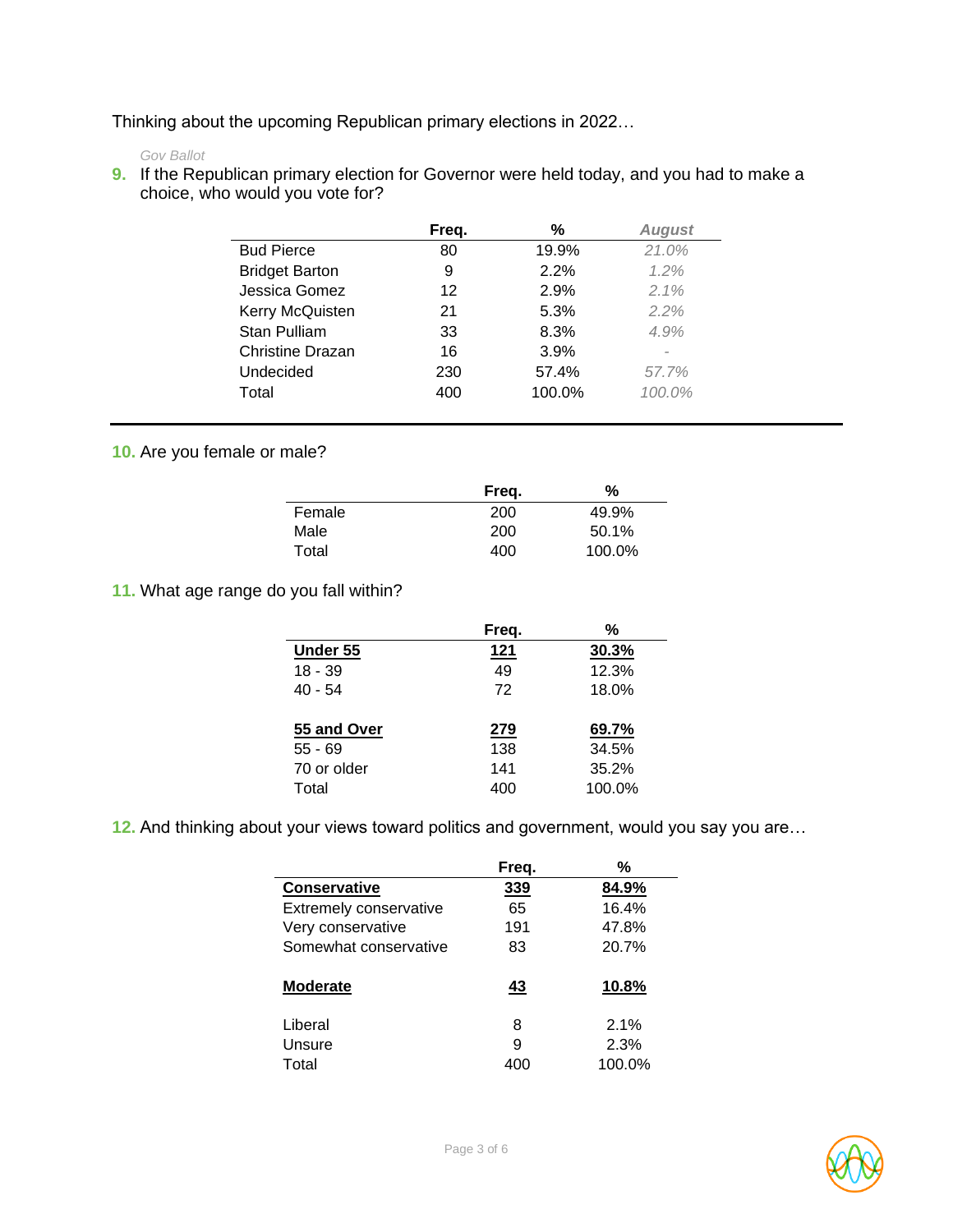Thinking about the upcoming Republican primary elections in 2022…

*Gov Ballot*

**9.** If the Republican primary election for Governor were held today, and you had to make a choice, who would you vote for?

| | Freq. | % | *August* |
|---|---|---|---|
| Bud Pierce | 80 | 19.9% | *21.0%* |
| Bridget Barton | 9 | 2.2% | *1.2%* |
| Jessica Gomez | 12 | 2.9% | *2.1%* |
| Kerry McQuisten | 21 | 5.3% | *2.2%* |
| Stan Pulliam | 33 | 8.3% | *4.9%* |
| Christine Drazan | 16 | 3.9% | - |
| Undecided | 230 | 57.4% | *57.7%* |
| Total | 400 | 100.0% | *100.0%* |

**10.** Are you female or male?

| | Freq. | % |
|---|---|---|
| Female | 200 | 49.9% |
| Male | 200 | 50.1% |
| Total | 400 | 100.0% |

**11.** What age range do you fall within?

| | Freq. | % |
|---|---|---|
| **Under 55** | **121** | **30.3%** |
| 18 - 39 | 49 | 12.3% |
| 40 - 54 | 72 | 18.0% |
| **55 and Over** | **279** | **69.7%** |
| 55 - 69 | 138 | 34.5% |
| 70 or older | 141 | 35.2% |
| Total | 400 | 100.0% |

**12.** And thinking about your views toward politics and government, would you say you are…

| | Freq. | % |
|---|---|---|
| **Conservative** | **339** | **84.9%** |
| Extremely conservative | 65 | 16.4% |
| Very conservative | 191 | 47.8% |
| Somewhat conservative | 83 | 20.7% |
| **Moderate** | **43** | **10.8%** |
| Liberal | 8 | 2.1% |
| Unsure | 9 | 2.3% |
| Total | 400 | 100.0% |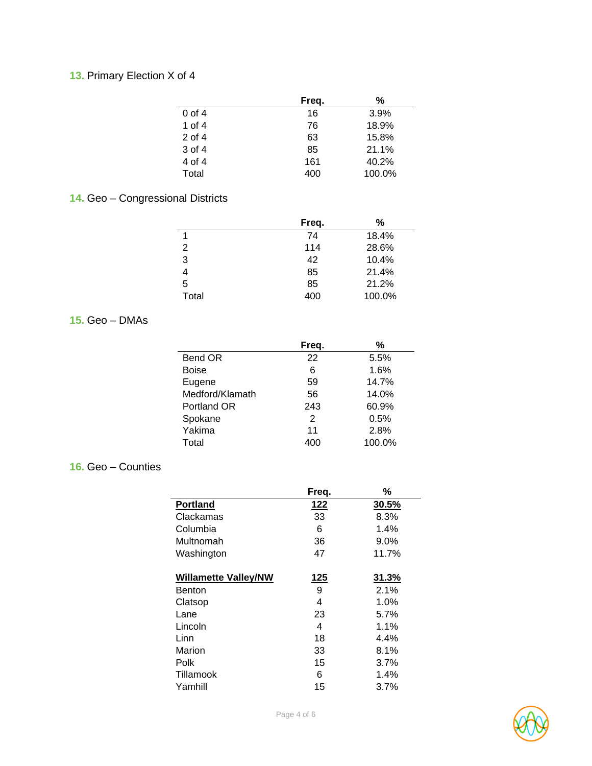**13.** Primary Election X of 4

| | Freq. | % |
|---|---|---|
| 0 of 4 | 16 | 3.9% |
| 1 of 4 | 76 | 18.9% |
| 2 of 4 | 63 | 15.8% |
| 3 of 4 | 85 | 21.1% |
| 4 of 4 | 161 | 40.2% |
| Total | 400 | 100.0% |

**14.** Geo – Congressional Districts

| | Freq. | % |
|---|---|---|
| 1 | 74 | 18.4% |
| 2 | 114 | 28.6% |
| 3 | 42 | 10.4% |
| 4 | 85 | 21.4% |
| 5 | 85 | 21.2% |
| Total | 400 | 100.0% |

**15.** Geo – DMAs

| | Freq. | % |
|---|---|---|
| Bend OR | 22 | 5.5% |
| Boise | 6 | 1.6% |
| Eugene | 59 | 14.7% |
| Medford/Klamath | 56 | 14.0% |
| Portland OR | 243 | 60.9% |
| Spokane | 2 | 0.5% |
| Yakima | 11 | 2.8% |
| Total | 400 | 100.0% |

**16.** Geo – Counties

| | Freq. | % |
|---|---|---|
| **Portland** | **122** | **30.5%** |
| Clackamas | 33 | 8.3% |
| Columbia | 6 | 1.4% |
| Multnomah | 36 | 9.0% |
| Washington | 47 | 11.7% |
| | | |
| **Willamette Valley/NW** | **125** | **31.3%** |
| Benton | 9 | 2.1% |
| Clatsop | 4 | 1.0% |
| Lane | 23 | 5.7% |
| Lincoln | 4 | 1.1% |
| Linn | 18 | 4.4% |
| Marion | 33 | 8.1% |
| Polk | 15 | 3.7% |
| Tillamook | 6 | 1.4% |
| Yamhill | 15 | 3.7% |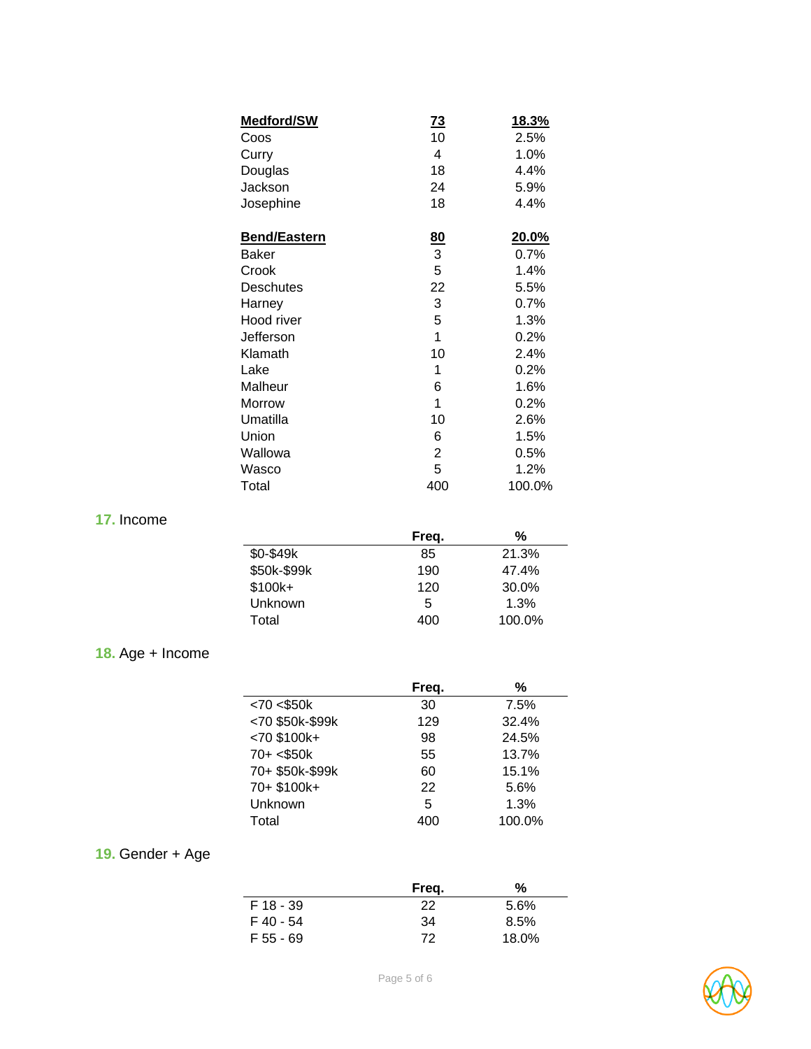| | | |
|---|---|---|
| **Medford/SW** | **73** | **18.3%** |
| Coos | 10 | 2.5% |
| Curry | 4 | 1.0% |
| Douglas | 18 | 4.4% |
| Jackson | 24 | 5.9% |
| Josephine | 18 | 4.4% |
| | | |
| **Bend/Eastern** | **80** | **20.0%** |
| Baker | 3 | 0.7% |
| Crook | 5 | 1.4% |
| Deschutes | 22 | 5.5% |
| Harney | 3 | 0.7% |
| Hood river | 5 | 1.3% |
| Jefferson | 1 | 0.2% |
| Klamath | 10 | 2.4% |
| Lake | 1 | 0.2% |
| Malheur | 6 | 1.6% |
| Morrow | 1 | 0.2% |
| Umatilla | 10 | 2.6% |
| Union | 6 | 1.5% |
| Wallowa | 2 | 0.5% |
| Wasco | 5 | 1.2% |
| Total | 400 | 100.0% |

### 17. Income

| | Freq. | % |
|---|---|---|
| $0-$49k | 85 | 21.3% |
| $50k-$99k | 190 | 47.4% |
| $100k+ | 120 | 30.0% |
| Unknown | 5 | 1.3% |
| Total | 400 | 100.0% |

### 18. Age + Income

| | Freq. | % |
|---|---|---|
| <70 <$50k | 30 | 7.5% |
| <70 $50k-$99k | 129 | 32.4% |
| <70 $100k+ | 98 | 24.5% |
| 70+ <$50k | 55 | 13.7% |
| 70+ $50k-$99k | 60 | 15.1% |
| 70+ $100k+ | 22 | 5.6% |
| Unknown | 5 | 1.3% |
| Total | 400 | 100.0% |

### 19. Gender + Age

| | Freq. | % |
|---|---|---|
| F 18 - 39 | 22 | 5.6% |
| F 40 - 54 | 34 | 8.5% |
| F 55 - 69 | 72 | 18.0% |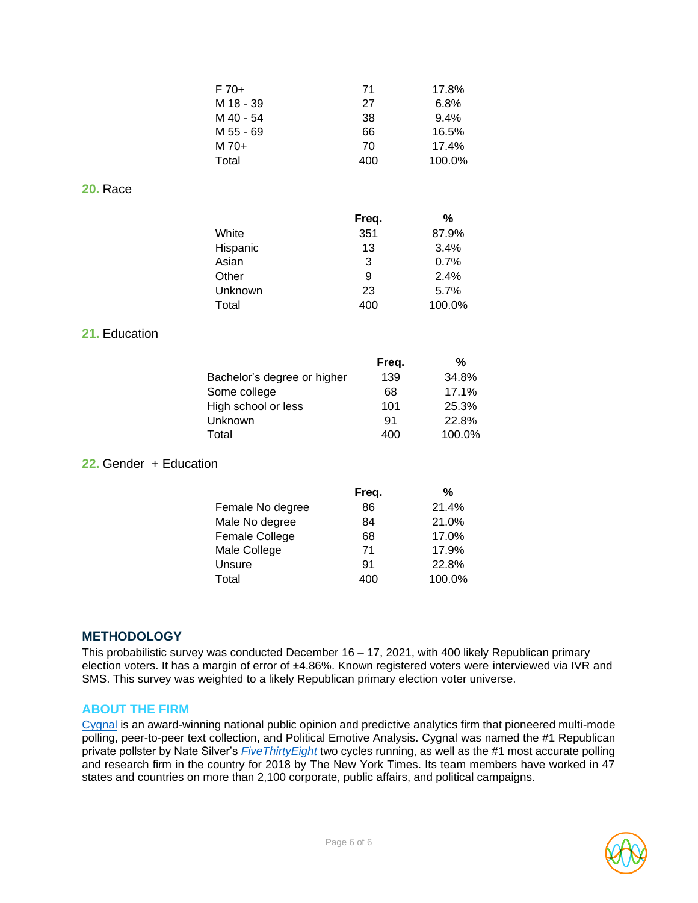| | Freq. | % |
|---|---|---|
| F 70+ | 71 | 17.8% |
| M 18 - 39 | 27 | 6.8% |
| M 40 - 54 | 38 | 9.4% |
| M 55 - 69 | 66 | 16.5% |
| M 70+ | 70 | 17.4% |
| Total | 400 | 100.0% |

**20.** Race

| | Freq. | % |
|---|---|---|
| White | 351 | 87.9% |
| Hispanic | 13 | 3.4% |
| Asian | 3 | 0.7% |
| Other | 9 | 2.4% |
| Unknown | 23 | 5.7% |
| Total | 400 | 100.0% |

**21.** Education

| | Freq. | % |
|---|---|---|
| Bachelor's degree or higher | 139 | 34.8% |
| Some college | 68 | 17.1% |
| High school or less | 101 | 25.3% |
| Unknown | 91 | 22.8% |
| Total | 400 | 100.0% |

**22.** Gender + Education

| | Freq. | % |
|---|---|---|
| Female No degree | 86 | 21.4% |
| Male No degree | 84 | 21.0% |
| Female College | 68 | 17.0% |
| Male College | 71 | 17.9% |
| Unsure | 91 | 22.8% |
| Total | 400 | 100.0% |

## METHODOLOGY

This probabilistic survey was conducted December 16 – 17, 2021, with 400 likely Republican primary election voters. It has a margin of error of ±4.86%. Known registered voters were interviewed via IVR and SMS. This survey was weighted to a likely Republican primary election voter universe.

## ABOUT THE FIRM

Cygnal is an award-winning national public opinion and predictive analytics firm that pioneered multi-mode polling, peer-to-peer text collection, and Political Emotive Analysis. Cygnal was named the #1 Republican private pollster by Nate Silver's *FiveThirtyEight* two cycles running, as well as the #1 most accurate polling and research firm in the country for 2018 by The New York Times. Its team members have worked in 47 states and countries on more than 2,100 corporate, public affairs, and political campaigns.